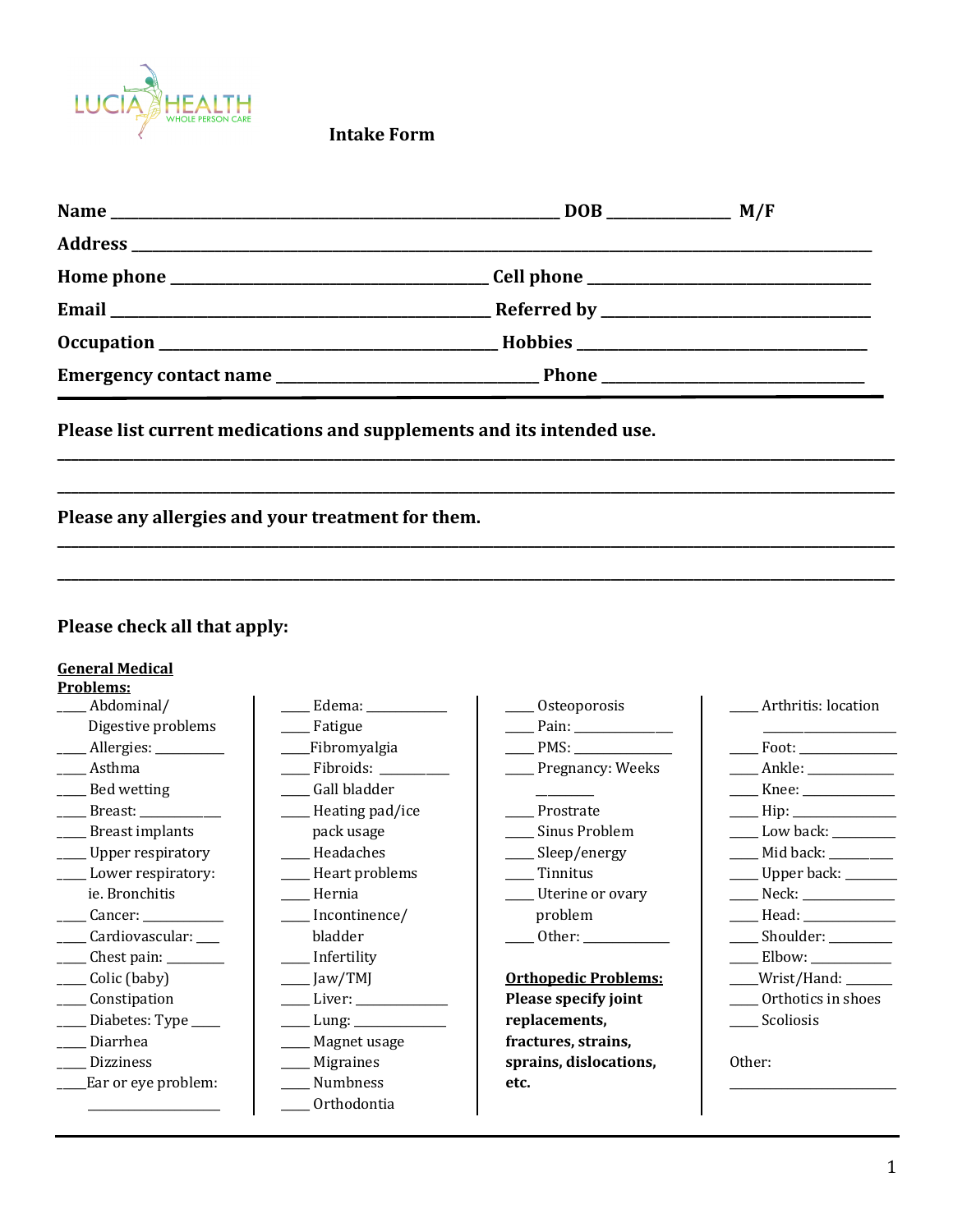LUCIA HEALTH
WHOLE PERSON CARE

# Intake Form

**Name** ______________________________ **DOB** ____________ **M/F**

**Address** ______________________________________________

**Home phone** ______________________ **Cell phone** ______________________

**Email** __________________________ **Referred by** ______________________

**Occupation** ______________________ **Hobbies** ______________________

**Emergency contact name** ____________________ **Phone** ____________________

---

**Please list current medications and supplements and its intended use.**

______________________________________________________________________

______________________________________________________________________

**Please any allergies and your treatment for them.**

______________________________________________________________________

______________________________________________________________________

**Please check all that apply:**

**General Medical Problems:**

____ Abdominal/ Digestive problems
____ Allergies: __________
____ Asthma
____ Bed wetting
____ Breast: ___________
____ Breast implants
____ Upper respiratory
____ Lower respiratory: ie. Bronchitis
____ Cancer: ___________
____ Cardiovascular: ___
____ Chest pain: ________
____ Colic (baby)
____ Constipation
____ Diabetes: Type ____
____ Diarrhea
____ Dizziness
____ Ear or eye problem: ___________________

____ Edema: ___________
____ Fatigue
____ Fibromyalgia
____ Fibroids: __________
____ Gall bladder
____ Heating pad/ice pack usage
____ Headaches
____ Heart problems
____ Hernia
____ Incontinence/ bladder
____ Infertility
____ Jaw/TMJ
____ Liver: _____________
____ Lung: _____________
____ Magnet usage
____ Migraines
____ Numbness
____ Orthodontia

____ Osteoporosis
____ Pain: ______________
____ PMS: ______________
____ Pregnancy: Weeks ________
____ Prostrate
____ Sinus Problem
____ Sleep/energy
____ Tinnitus
____ Uterine or ovary problem
____ Other: ____________

**Orthopedic Problems:**
**Please specify joint replacements, fractures, strains, sprains, dislocations, etc.**

____ Arthritis: location ________________
____ Foot: ______________
____ Ankle: _____________
____ Knee: _____________
____ Hip: ______________
____ Low back: _________
____ Mid back: _________
____ Upper back: _______
____ Neck: _____________
____ Head: _____________
____ Shoulder: _________
____ Elbow: ____________
____ Wrist/Hand: _______
____ Orthotics in shoes
____ Scoliosis

Other: ________________________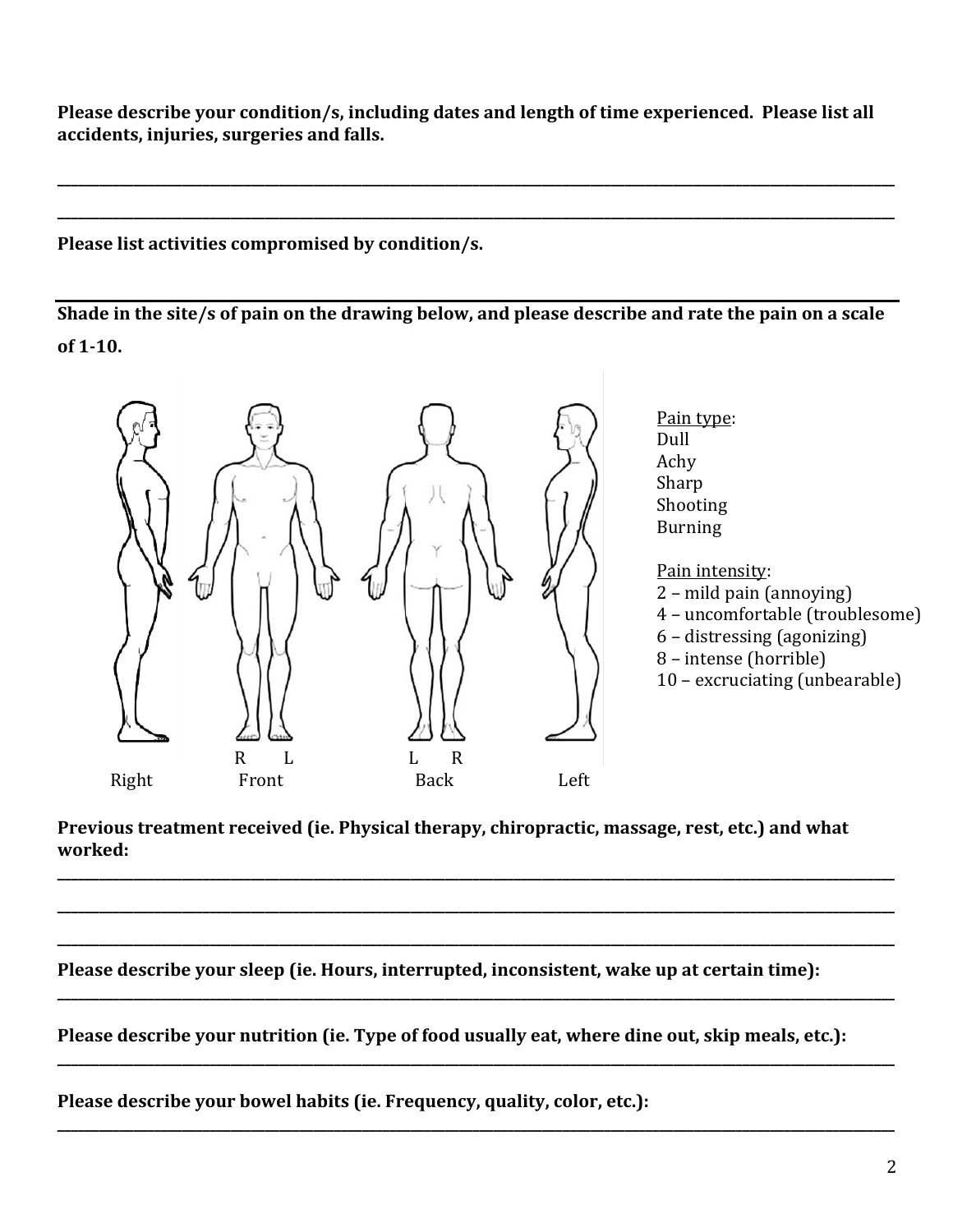**Please describe your condition/s, including dates and length of time experienced. Please list all accidents, injuries, surgeries and falls.**

\_\_\_\_\_\_\_\_\_\_\_\_\_\_\_\_\_\_\_\_\_\_\_\_\_\_\_\_\_\_\_\_\_\_\_\_\_\_\_\_\_\_\_\_\_\_\_\_\_\_\_\_\_\_\_\_\_\_\_\_\_\_\_\_\_\_\_\_\_\_\_\_\_\_\_\_\_\_

\_\_\_\_\_\_\_\_\_\_\_\_\_\_\_\_\_\_\_\_\_\_\_\_\_\_\_\_\_\_\_\_\_\_\_\_\_\_\_\_\_\_\_\_\_\_\_\_\_\_\_\_\_\_\_\_\_\_\_\_\_\_\_\_\_\_\_\_\_\_\_\_\_\_\_\_\_\_

**Please list activities compromised by condition/s.**

\_\_\_\_\_\_\_\_\_\_\_\_\_\_\_\_\_\_\_\_\_\_\_\_\_\_\_\_\_\_\_\_\_\_\_\_\_\_\_\_\_\_\_\_\_\_\_\_\_\_\_\_\_\_\_\_\_\_\_\_\_\_\_\_\_\_\_\_\_\_\_\_\_\_\_\_\_\_

**Shade in the site/s of pain on the drawing below, and please describe and rate the pain on a scale of 1-10.**

R L &nbsp;&nbsp;&nbsp;&nbsp; L R

Right &nbsp;&nbsp;&nbsp;&nbsp; Front &nbsp;&nbsp;&nbsp;&nbsp; Back &nbsp;&nbsp;&nbsp;&nbsp; Left

Pain type:
Dull
Achy
Sharp
Shooting
Burning

Pain intensity:
2 – mild pain (annoying)
4 – uncomfortable (troublesome)
6 – distressing (agonizing)
8 – intense (horrible)
10 – excruciating (unbearable)

**Previous treatment received (ie. Physical therapy, chiropractic, massage, rest, etc.) and what worked:**

\_\_\_\_\_\_\_\_\_\_\_\_\_\_\_\_\_\_\_\_\_\_\_\_\_\_\_\_\_\_\_\_\_\_\_\_\_\_\_\_\_\_\_\_\_\_\_\_\_\_\_\_\_\_\_\_\_\_\_\_\_\_\_\_\_\_\_\_\_\_\_\_\_\_\_\_\_\_

\_\_\_\_\_\_\_\_\_\_\_\_\_\_\_\_\_\_\_\_\_\_\_\_\_\_\_\_\_\_\_\_\_\_\_\_\_\_\_\_\_\_\_\_\_\_\_\_\_\_\_\_\_\_\_\_\_\_\_\_\_\_\_\_\_\_\_\_\_\_\_\_\_\_\_\_\_\_

\_\_\_\_\_\_\_\_\_\_\_\_\_\_\_\_\_\_\_\_\_\_\_\_\_\_\_\_\_\_\_\_\_\_\_\_\_\_\_\_\_\_\_\_\_\_\_\_\_\_\_\_\_\_\_\_\_\_\_\_\_\_\_\_\_\_\_\_\_\_\_\_\_\_\_\_\_\_

**Please describe your sleep (ie. Hours, interrupted, inconsistent, wake up at certain time):**

\_\_\_\_\_\_\_\_\_\_\_\_\_\_\_\_\_\_\_\_\_\_\_\_\_\_\_\_\_\_\_\_\_\_\_\_\_\_\_\_\_\_\_\_\_\_\_\_\_\_\_\_\_\_\_\_\_\_\_\_\_\_\_\_\_\_\_\_\_\_\_\_\_\_\_\_\_\_

**Please describe your nutrition (ie. Type of food usually eat, where dine out, skip meals, etc.):**

\_\_\_\_\_\_\_\_\_\_\_\_\_\_\_\_\_\_\_\_\_\_\_\_\_\_\_\_\_\_\_\_\_\_\_\_\_\_\_\_\_\_\_\_\_\_\_\_\_\_\_\_\_\_\_\_\_\_\_\_\_\_\_\_\_\_\_\_\_\_\_\_\_\_\_\_\_\_

**Please describe your bowel habits (ie. Frequency, quality, color, etc.):**

\_\_\_\_\_\_\_\_\_\_\_\_\_\_\_\_\_\_\_\_\_\_\_\_\_\_\_\_\_\_\_\_\_\_\_\_\_\_\_\_\_\_\_\_\_\_\_\_\_\_\_\_\_\_\_\_\_\_\_\_\_\_\_\_\_\_\_\_\_\_\_\_\_\_\_\_\_\_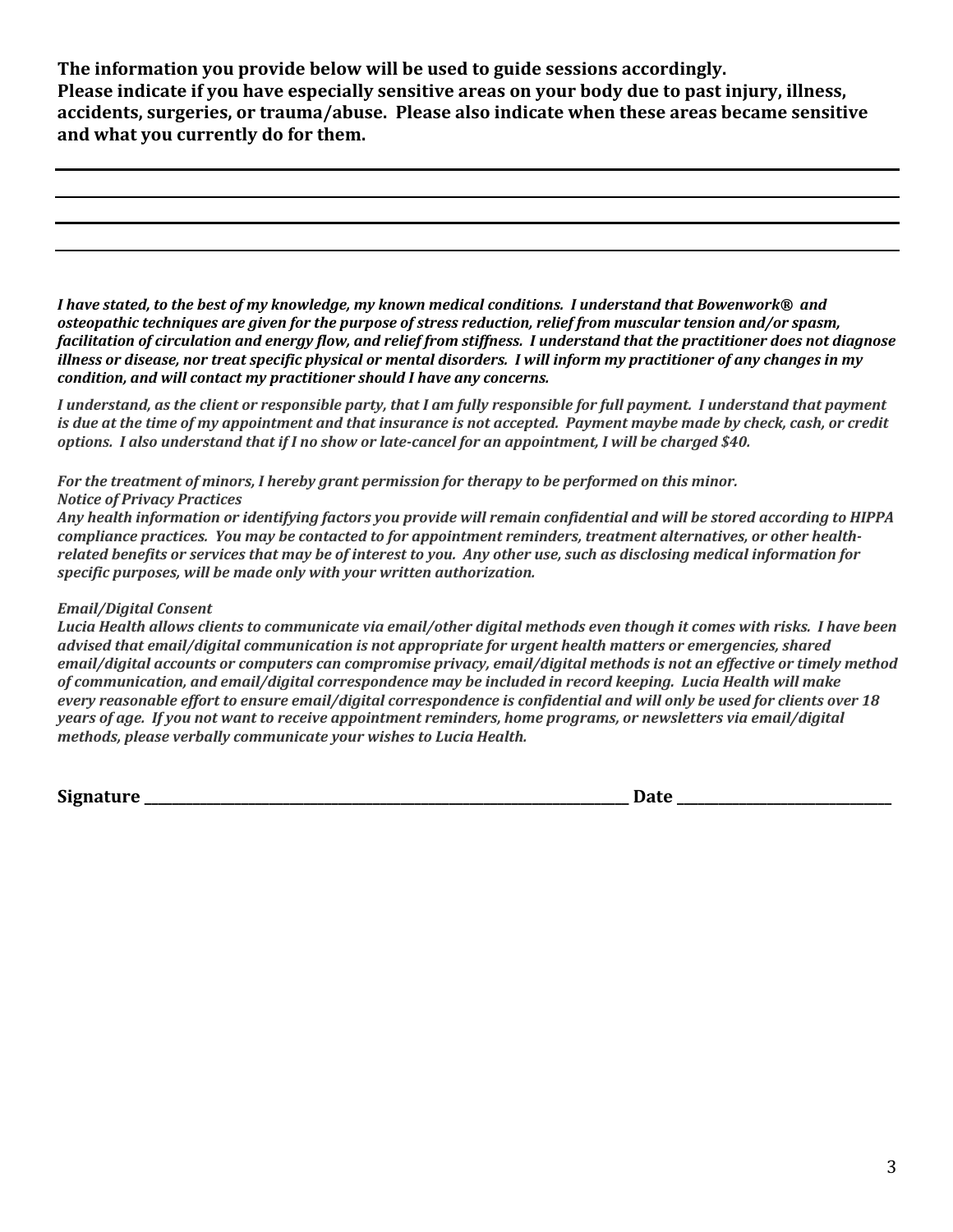**The information you provide below will be used to guide sessions accordingly.**
**Please indicate if you have especially sensitive areas on your body due to past injury, illness, accidents, surgeries, or trauma/abuse. Please also indicate when these areas became sensitive and what you currently do for them.**

______________________________________________________________________________

______________________________________________________________________________

______________________________________________________________________________

______________________________________________________________________________

***I have stated, to the best of my knowledge, my known medical conditions. I understand that Bowenwork® and osteopathic techniques are given for the purpose of stress reduction, relief from muscular tension and/or spasm, facilitation of circulation and energy flow, and relief from stiffness. I understand that the practitioner does not diagnose illness or disease, nor treat specific physical or mental disorders. I will inform my practitioner of any changes in my condition, and will contact my practitioner should I have any concerns.***

***I understand, as the client or responsible party, that I am fully responsible for full payment. I understand that payment is due at the time of my appointment and that insurance is not accepted. Payment maybe made by check, cash, or credit options. I also understand that if I no show or late-cancel for an appointment, I will be charged $40.***

***For the treatment of minors, I hereby grant permission for therapy to be performed on this minor.***
***Notice of Privacy Practices***
***Any health information or identifying factors you provide will remain confidential and will be stored according to HIPPA compliance practices. You may be contacted to for appointment reminders, treatment alternatives, or other health-related benefits or services that may be of interest to you. Any other use, such as disclosing medical information for specific purposes, will be made only with your written authorization.***

***Email/Digital Consent***
***Lucia Health allows clients to communicate via email/other digital methods even though it comes with risks. I have been advised that email/digital communication is not appropriate for urgent health matters or emergencies, shared email/digital accounts or computers can compromise privacy, email/digital methods is not an effective or timely method of communication, and email/digital correspondence may be included in record keeping. Lucia Health will make every reasonable effort to ensure email/digital correspondence is confidential and will only be used for clients over 18 years of age. If you not want to receive appointment reminders, home programs, or newsletters via email/digital methods, please verbally communicate your wishes to Lucia Health.***

**Signature** ______________________________________ **Date** ____________________